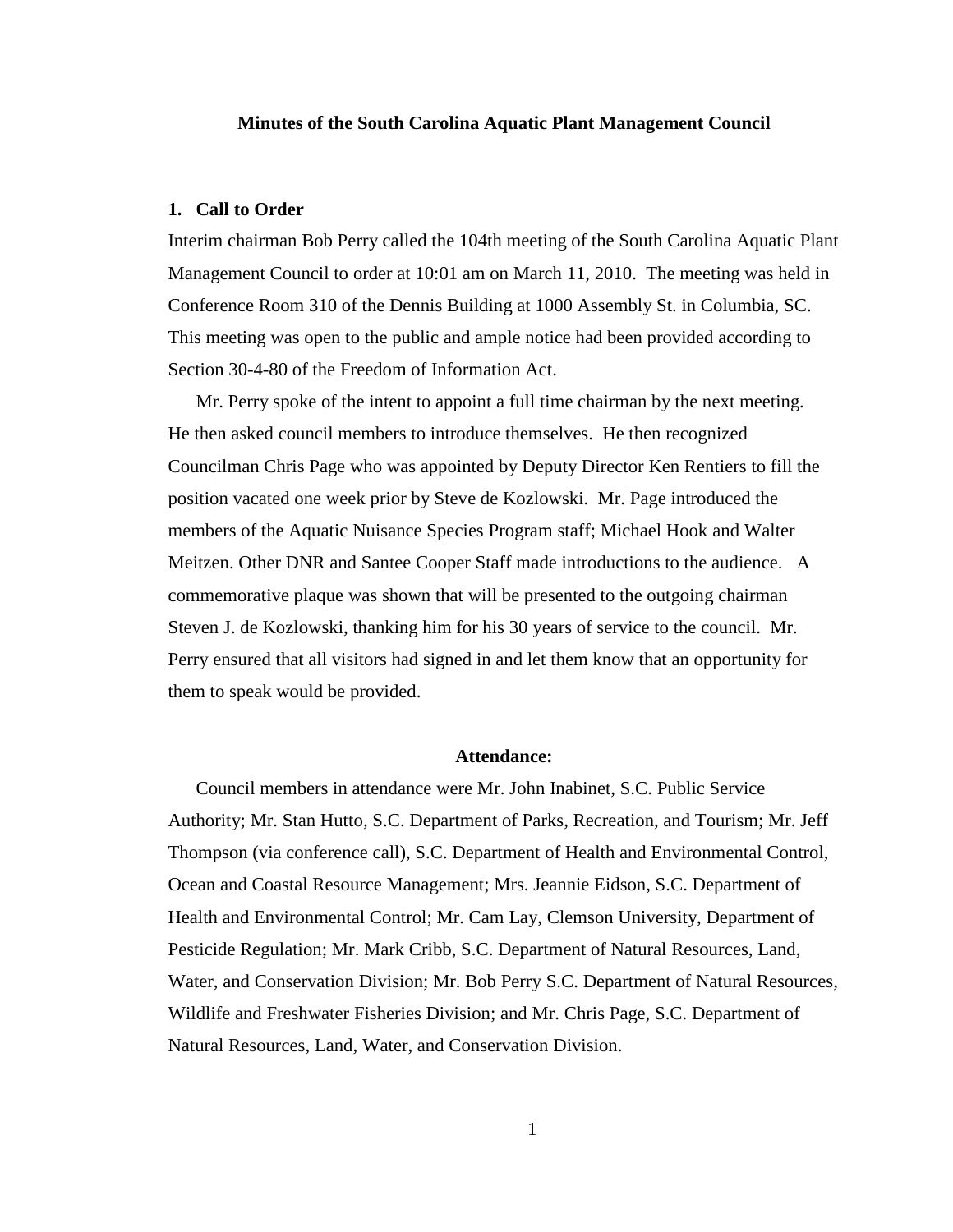# Minutes of the South Carolina Aquatic Plant Management Council

## 1. Call to Order

Interim chairman Bob Perry called the 104th meeting of the South Carolina Aquatic Plant Management Council to order at 10:01 am on March 11, 2010. The meeting was held in Conference Room 310 of the Dennis Building at 1000 Assembly St. in Columbia, SC. This meeting was open to the public and ample notice had been provided according to Section 30-4-80 of the Freedom of Information Act.

Mr. Perry spoke of the intent to appoint a full time chairman by the next meeting. He then asked council members to introduce themselves. He then recognized Councilman Chris Page who was appointed by Deputy Director Ken Rentiers to fill the position vacated one week prior by Steve de Kozlowski. Mr. Page introduced the members of the Aquatic Nuisance Species Program staff; Michael Hook and Walter Meitzen. Other DNR and Santee Cooper Staff made introductions to the audience. A commemorative plaque was shown that will be presented to the outgoing chairman Steven J. de Kozlowski, thanking him for his 30 years of service to the council. Mr. Perry ensured that all visitors had signed in and let them know that an opportunity for them to speak would be provided.

### Attendance:

Council members in attendance were Mr. John Inabinet, S.C. Public Service Authority; Mr. Stan Hutto, S.C. Department of Parks, Recreation, and Tourism; Mr. Jeff Thompson (via conference call), S.C. Department of Health and Environmental Control, Ocean and Coastal Resource Management; Mrs. Jeannie Eidson, S.C. Department of Health and Environmental Control; Mr. Cam Lay, Clemson University, Department of Pesticide Regulation; Mr. Mark Cribb, S.C. Department of Natural Resources, Land, Water, and Conservation Division; Mr. Bob Perry S.C. Department of Natural Resources, Wildlife and Freshwater Fisheries Division; and Mr. Chris Page, S.C. Department of Natural Resources, Land, Water, and Conservation Division.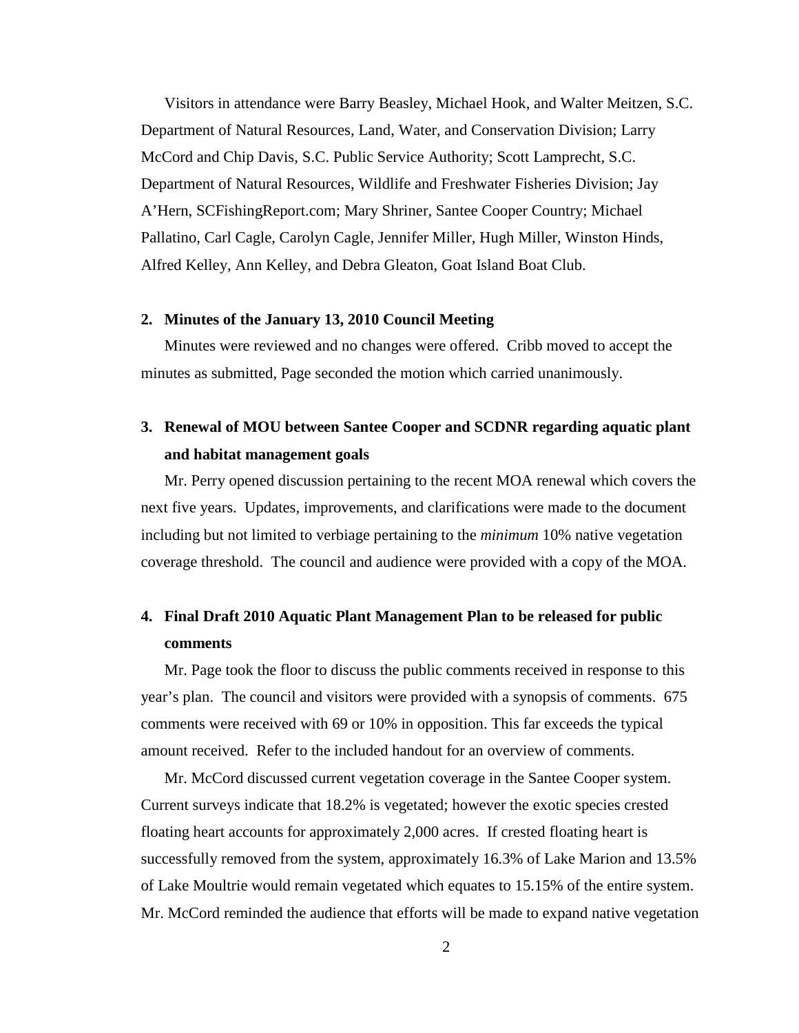Visitors in attendance were Barry Beasley, Michael Hook, and Walter Meitzen, S.C. Department of Natural Resources, Land, Water, and Conservation Division; Larry McCord and Chip Davis, S.C. Public Service Authority; Scott Lamprecht, S.C. Department of Natural Resources, Wildlife and Freshwater Fisheries Division; Jay A'Hern, SCFishingReport.com; Mary Shriner, Santee Cooper Country; Michael Pallatino, Carl Cagle, Carolyn Cagle, Jennifer Miller, Hugh Miller, Winston Hinds, Alfred Kelley, Ann Kelley, and Debra Gleaton, Goat Island Boat Club.

**2. Minutes of the January 13, 2010 Council Meeting**

Minutes were reviewed and no changes were offered. Cribb moved to accept the minutes as submitted, Page seconded the motion which carried unanimously.

**3. Renewal of MOU between Santee Cooper and SCDNR regarding aquatic plant and habitat management goals**

Mr. Perry opened discussion pertaining to the recent MOA renewal which covers the next five years. Updates, improvements, and clarifications were made to the document including but not limited to verbiage pertaining to the *minimum* 10% native vegetation coverage threshold. The council and audience were provided with a copy of the MOA.

**4. Final Draft 2010 Aquatic Plant Management Plan to be released for public comments**

Mr. Page took the floor to discuss the public comments received in response to this year's plan. The council and visitors were provided with a synopsis of comments. 675 comments were received with 69 or 10% in opposition. This far exceeds the typical amount received. Refer to the included handout for an overview of comments.

Mr. McCord discussed current vegetation coverage in the Santee Cooper system. Current surveys indicate that 18.2% is vegetated; however the exotic species crested floating heart accounts for approximately 2,000 acres. If crested floating heart is successfully removed from the system, approximately 16.3% of Lake Marion and 13.5% of Lake Moultrie would remain vegetated which equates to 15.15% of the entire system. Mr. McCord reminded the audience that efforts will be made to expand native vegetation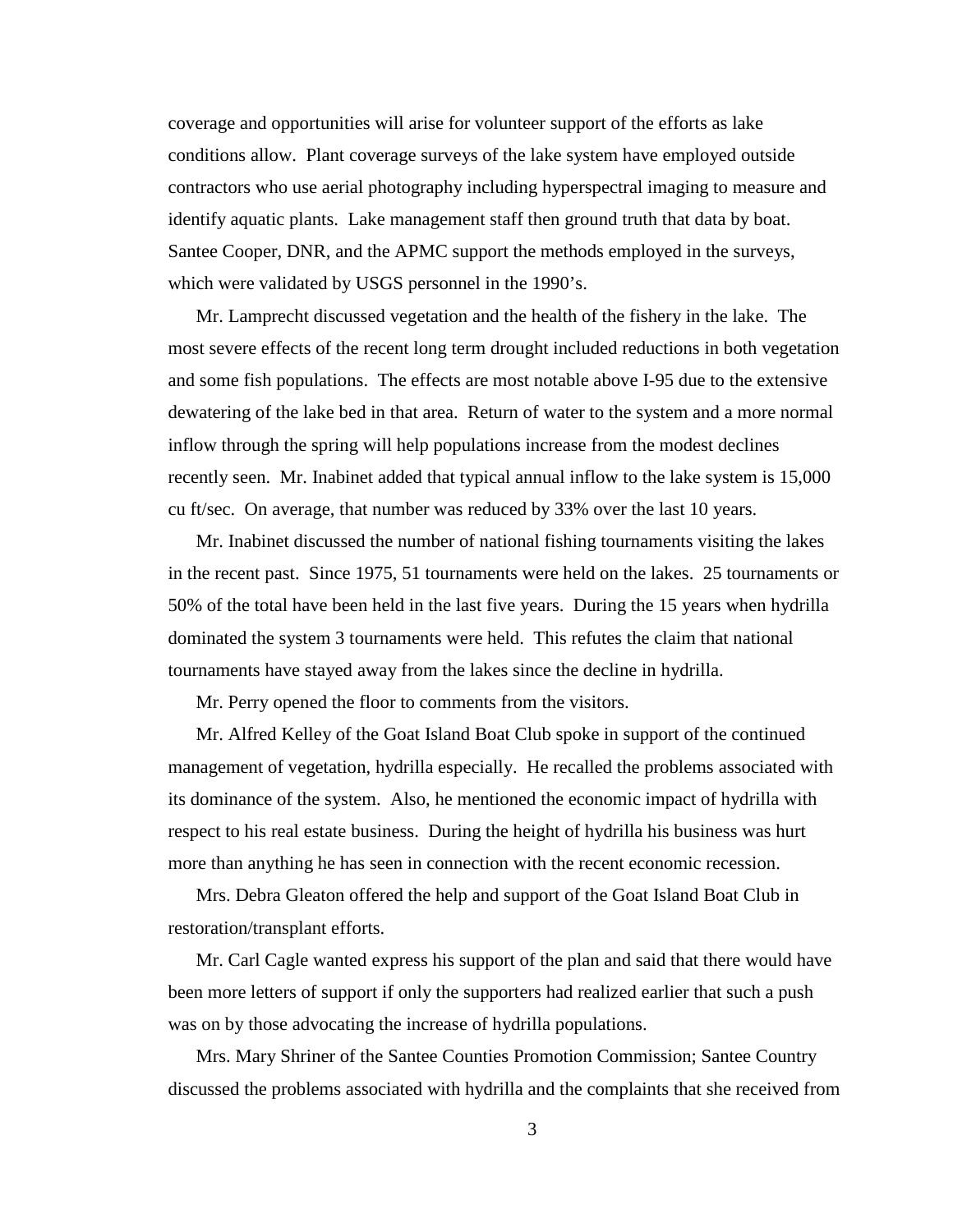coverage and opportunities will arise for volunteer support of the efforts as lake conditions allow. Plant coverage surveys of the lake system have employed outside contractors who use aerial photography including hyperspectral imaging to measure and identify aquatic plants. Lake management staff then ground truth that data by boat. Santee Cooper, DNR, and the APMC support the methods employed in the surveys, which were validated by USGS personnel in the 1990's.

Mr. Lamprecht discussed vegetation and the health of the fishery in the lake. The most severe effects of the recent long term drought included reductions in both vegetation and some fish populations. The effects are most notable above I-95 due to the extensive dewatering of the lake bed in that area. Return of water to the system and a more normal inflow through the spring will help populations increase from the modest declines recently seen. Mr. Inabinet added that typical annual inflow to the lake system is 15,000 cu ft/sec. On average, that number was reduced by 33% over the last 10 years.

Mr. Inabinet discussed the number of national fishing tournaments visiting the lakes in the recent past. Since 1975, 51 tournaments were held on the lakes. 25 tournaments or 50% of the total have been held in the last five years. During the 15 years when hydrilla dominated the system 3 tournaments were held. This refutes the claim that national tournaments have stayed away from the lakes since the decline in hydrilla.

Mr. Perry opened the floor to comments from the visitors.

Mr. Alfred Kelley of the Goat Island Boat Club spoke in support of the continued management of vegetation, hydrilla especially. He recalled the problems associated with its dominance of the system. Also, he mentioned the economic impact of hydrilla with respect to his real estate business. During the height of hydrilla his business was hurt more than anything he has seen in connection with the recent economic recession.

Mrs. Debra Gleaton offered the help and support of the Goat Island Boat Club in restoration/transplant efforts.

Mr. Carl Cagle wanted express his support of the plan and said that there would have been more letters of support if only the supporters had realized earlier that such a push was on by those advocating the increase of hydrilla populations.

Mrs. Mary Shriner of the Santee Counties Promotion Commission; Santee Country discussed the problems associated with hydrilla and the complaints that she received from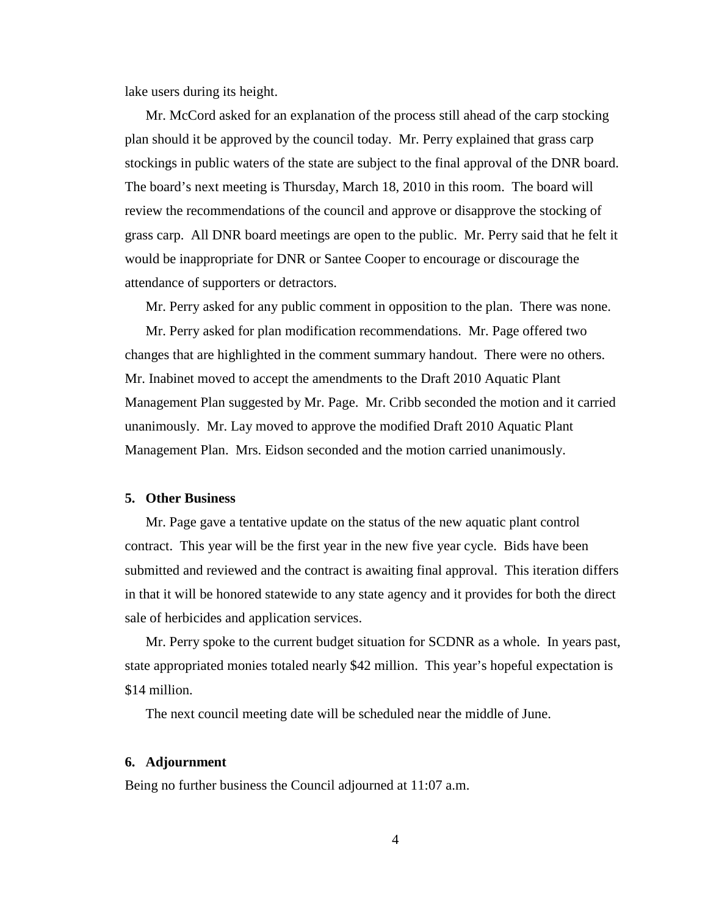lake users during its height.

Mr. McCord asked for an explanation of the process still ahead of the carp stocking plan should it be approved by the council today. Mr. Perry explained that grass carp stockings in public waters of the state are subject to the final approval of the DNR board. The board's next meeting is Thursday, March 18, 2010 in this room. The board will review the recommendations of the council and approve or disapprove the stocking of grass carp. All DNR board meetings are open to the public. Mr. Perry said that he felt it would be inappropriate for DNR or Santee Cooper to encourage or discourage the attendance of supporters or detractors.

Mr. Perry asked for any public comment in opposition to the plan. There was none.

Mr. Perry asked for plan modification recommendations. Mr. Page offered two changes that are highlighted in the comment summary handout. There were no others. Mr. Inabinet moved to accept the amendments to the Draft 2010 Aquatic Plant Management Plan suggested by Mr. Page. Mr. Cribb seconded the motion and it carried unanimously. Mr. Lay moved to approve the modified Draft 2010 Aquatic Plant Management Plan. Mrs. Eidson seconded and the motion carried unanimously.

### 5. Other Business

Mr. Page gave a tentative update on the status of the new aquatic plant control contract. This year will be the first year in the new five year cycle. Bids have been submitted and reviewed and the contract is awaiting final approval. This iteration differs in that it will be honored statewide to any state agency and it provides for both the direct sale of herbicides and application services.

Mr. Perry spoke to the current budget situation for SCDNR as a whole. In years past, state appropriated monies totaled nearly $42 million. This year's hopeful expectation is $14 million.

The next council meeting date will be scheduled near the middle of June.

### 6. Adjournment

Being no further business the Council adjourned at 11:07 a.m.